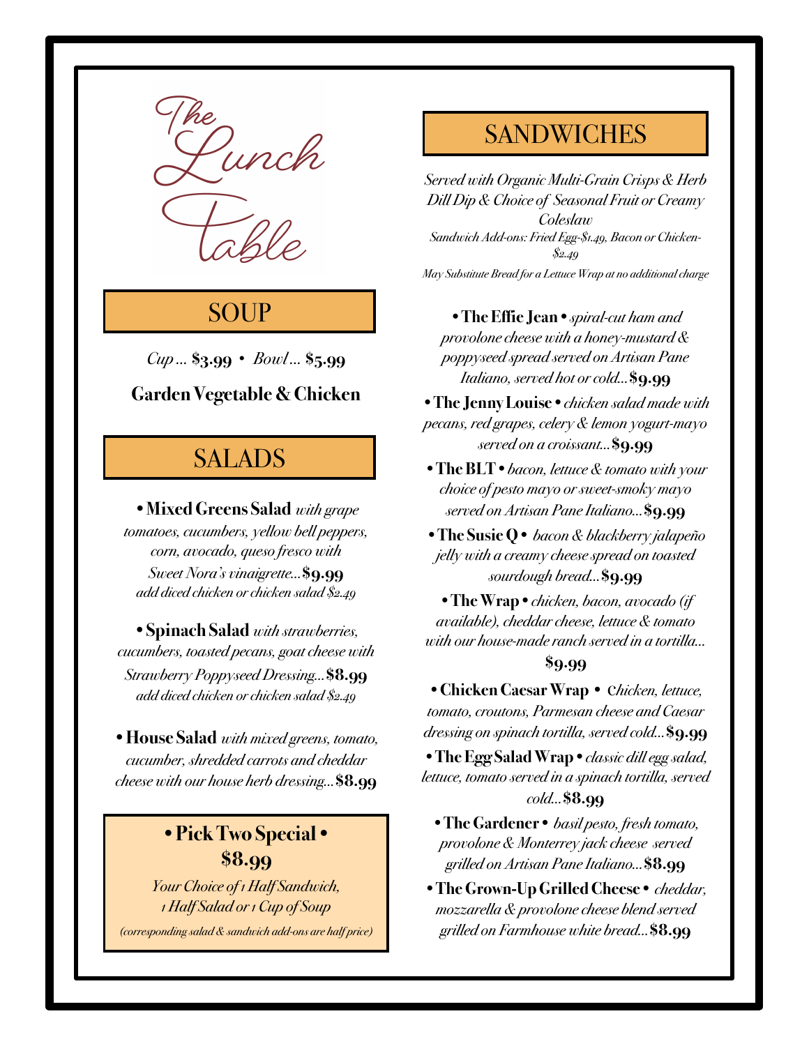# The Lunch Table

## SOUP

*Cup* ... **$3.99** • *Bowl* ... **$5.99**

**Garden Vegetable & Chicken**

## SALADS

• **Mixed Greens Salad** *with grape tomatoes, cucumbers, yellow bell peppers, corn, avocado, queso fresco with Sweet Nora's vinaigrette...* **$9.99**
*add diced chicken or chicken salad $2.49*

• **Spinach Salad** *with strawberries, cucumbers, toasted pecans, goat cheese with Strawberry Poppyseed Dressing...* **$8.99**
*add diced chicken or chicken salad $2.49*

• **House Salad** *with mixed greens, tomato, cucumber, shredded carrots and cheddar cheese with our house herb dressing...* **$8.99**

### • Pick Two Special • $8.99

*Your Choice of 1 Half Sandwich, 1 Half Salad or 1 Cup of Soup*

*(corresponding salad & sandwich add-ons are half price)*

## SANDWICHES

*Served with Organic Multi-Grain Crisps & Herb Dill Dip & Choice of Seasonal Fruit or Creamy Coleslaw*

*Sandwich Add-ons: Fried Egg-$1.49, Bacon or Chicken-$2.49*

*May Substitute Bread for a Lettuce Wrap at no additional charge*

• **The Effie Jean** • *spiral-cut ham and provolone cheese with a honey-mustard & poppyseed spread served on Artisan Pane Italiano, served hot or cold...* **$9.99**

• **The Jenny Louise** • *chicken salad made with pecans, red grapes, celery & lemon yogurt-mayo served on a croissant...* **$9.99**

• **The BLT** • *bacon, lettuce & tomato with your choice of pesto mayo or sweet-smoky mayo served on Artisan Pane Italiano...* **$9.99**

• **The Susie Q** • *bacon & blackberry jalapeño jelly with a creamy cheese spread on toasted sourdough bread...* **$9.99**

• **The Wrap** • *chicken, bacon, avocado (if available), cheddar cheese, lettuce & tomato with our house-made ranch served in a tortilla...* **$9.99**

• **Chicken Caesar Wrap** • *Chicken, lettuce, tomato, croutons, Parmesan cheese and Caesar dressing on spinach tortilla, served cold...* **$9.99**

• **The Egg Salad Wrap** • *classic dill egg salad, lettuce, tomato served in a spinach tortilla, served cold...* **$8.99**

• **The Gardener** • *basil pesto, fresh tomato, provolone & Monterrey jack cheese served grilled on Artisan Pane Italiano...* **$8.99**

• **The Grown-Up Grilled Cheese** • *cheddar, mozzarella & provolone cheese blend served grilled on Farmhouse white bread...* **$8.99**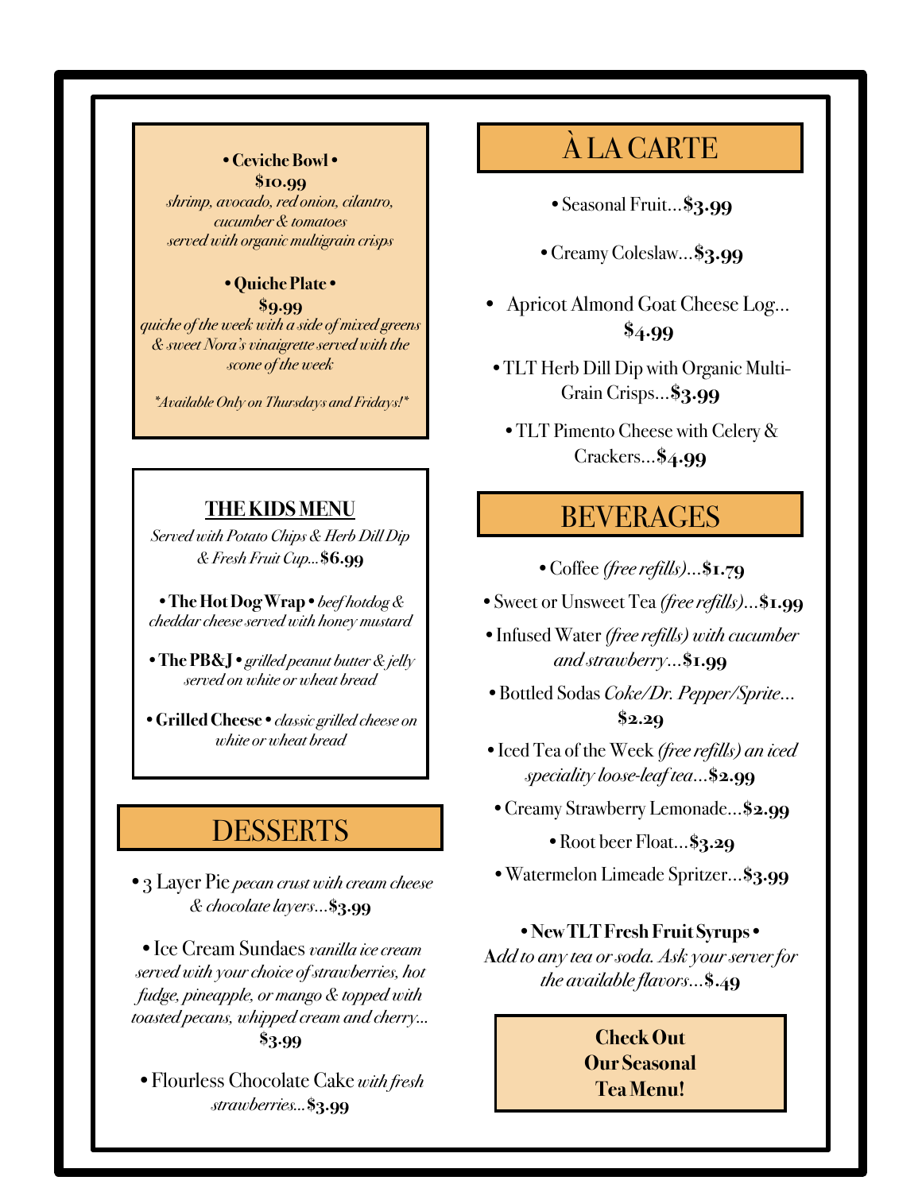**• Ceviche Bowl •**
**$10.99**
*shrimp, avocado, red onion, cilantro, cucumber & tomatoes served with organic multigrain crisps*

**• Quiche Plate •**
**$9.99**
*quiche of the week with a side of mixed greens & sweet Nora's vinaigrette served with the scone of the week*

**Available Only on Thursdays and Fridays!**

## THE KIDS MENU

*Served with Potato Chips & Herb Dill Dip & Fresh Fruit Cup...***$6.99**

• **The Hot Dog Wrap** • *beef hotdog & cheddar cheese served with honey mustard*

• **The PB&J** • *grilled peanut butter & jelly served on white or wheat bread*

• **Grilled Cheese** • *classic grilled cheese on white or wheat bread*

## DESSERTS

• 3 Layer Pie *pecan crust with cream cheese & chocolate layers...***$3.99**

• Ice Cream Sundaes *vanilla ice cream served with your choice of strawberries, hot fudge, pineapple, or mango & topped with toasted pecans, whipped cream and cherry...* **$3.99**

• Flourless Chocolate Cake *with fresh strawberries...***$3.99**

## À LA CARTE

• Seasonal Fruit...**$3.99**

• Creamy Coleslaw...**$3.99**

• Apricot Almond Goat Cheese Log... **$4.99**

• TLT Herb Dill Dip with Organic Multi-Grain Crisps...**$3.99**

• TLT Pimento Cheese with Celery & Crackers...**$4.99**

## BEVERAGES

• Coffee *(free refills)*...**$1.79**

• Sweet or Unsweet Tea *(free refills)*...**$1.99**

• Infused Water *(free refills) with cucumber and strawberry*...**$1.99**

• Bottled Sodas *Coke/Dr. Pepper/Sprite*... **$2.29**

• Iced Tea of the Week *(free refills) an iced speciality loose-leaf tea*...**$2.99**

• Creamy Strawberry Lemonade...**$2.99**

• Root beer Float...**$3.29**

• Watermelon Limeade Spritzer...**$3.99**

**• New TLT Fresh Fruit Syrups •**
*Add to any tea or soda. Ask your server for the available flavors...***$.49**

**Check Out Our Seasonal Tea Menu!**